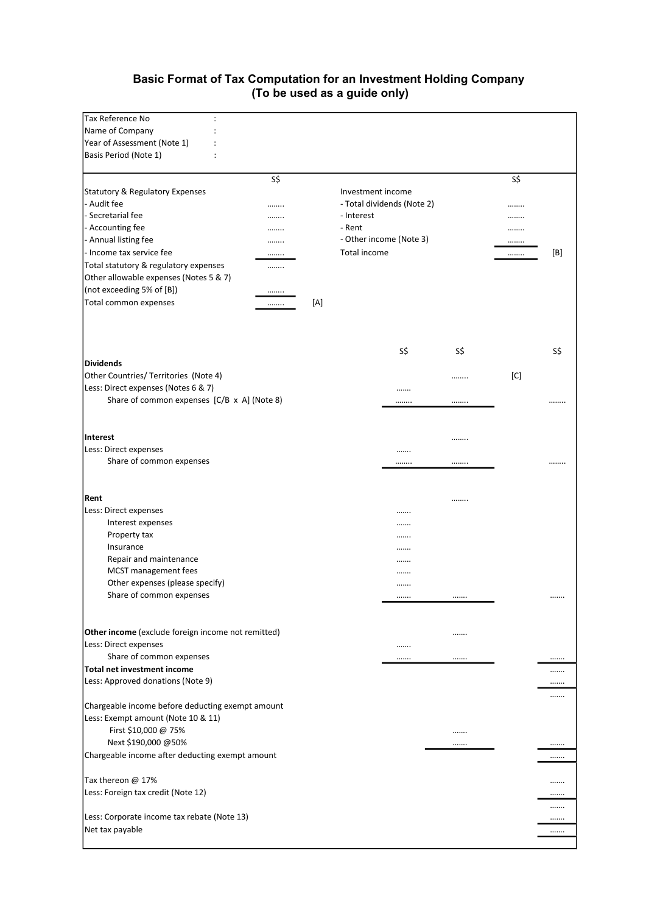# Basic Format of Tax Computation for an Investment Holding Company
## (To be used as a guide only)

| | |
|---|---|
| Tax Reference No | : |
| Name of Company | : |
| Year of Assessment (Note 1) | : |
| Basis Period (Note 1) | : |

| | S$ | | | S$ | |
|---|---|---|---|---|---|
| Statutory & Regulatory Expenses | | | Investment income | | |
| - Audit fee | …….. | | - Total dividends (Note 2) | …….. | |
| - Secretarial fee | …….. | | - Interest | …….. | |
| - Accounting fee | …….. | | - Rent | …….. | |
| - Annual listing fee | …….. | | - Other income (Note 3) | …….. | |
| - Income tax service fee | …….. | | Total income | …….. | [B] |
| Total statutory & regulatory expenses | …….. | | | | |
| Other allowable expenses (Notes 5 & 7) | | | | | |
| (not exceeding 5% of [B]) | …….. | | | | |
| Total common expenses | …….. | [A] | | | |

| | S$ | S$ | | S$ |
|---|---|---|---|---|
| **Dividends** | | | | |
| Other Countries/ Territories (Note 4) | | …….. | [C] | |
| Less: Direct expenses (Notes 6 & 7) | ……. | | | |
| Share of common expenses [C/B x A] (Note 8) | …….. | …….. | | …….. |
| **Interest** | | …….. | | |
| Less: Direct expenses | ……. | | | |
| Share of common expenses | …….. | …….. | | …….. |
| **Rent** | | …….. | | |
| Less: Direct expenses | ……. | | | |
| Interest expenses | ……. | | | |
| Property tax | ……. | | | |
| Insurance | ……. | | | |
| Repair and maintenance | ……. | | | |
| MCST management fees | ……. | | | |
| Other expenses (please specify) | ……. | | | |
| Share of common expenses | ……. | ……. | | ……. |
| **Other income** (exclude foreign income not remitted) | | ……. | | |
| Less: Direct expenses | ……. | | | |
| Share of common expenses | ……. | ……. | | ……. |
| **Total net investment income** | | | | ……. |
| Less: Approved donations (Note 9) | | | | ……. |
| | | | | ……. |
| Chargeable income before deducting exempt amount | | | | |
| Less: Exempt amount (Note 10 & 11) | | | | |
| First $10,000 @ 75% | | ……. | | |
| Next $190,000 @50% | | ……. | | ……. |
| Chargeable income after deducting exempt amount | | | | ……. |
| Tax thereon @ 17% | | | | ……. |
| Less: Foreign tax credit (Note 12) | | | | ……. |
| | | | | ……. |
| Less: Corporate income tax rebate (Note 13) | | | | ……. |
| Net tax payable | | | | ……. |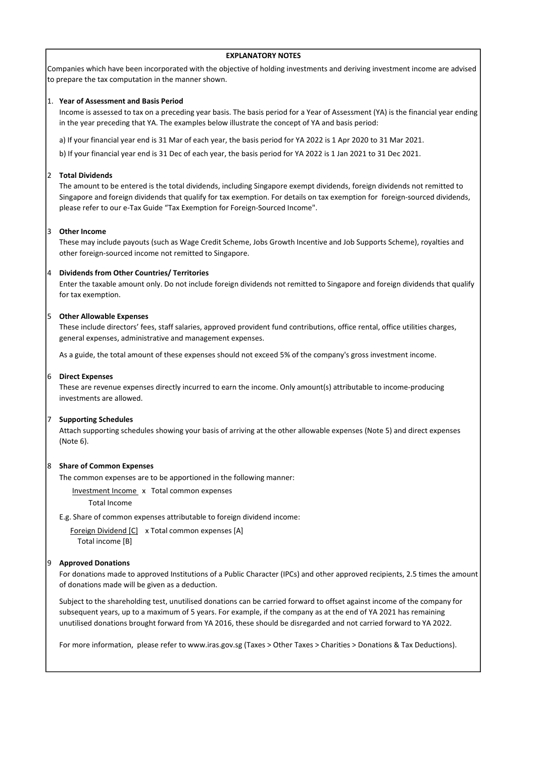## EXPLANATORY NOTES

Companies which have been incorporated with the objective of holding investments and deriving investment income are advised to prepare the tax computation in the manner shown.

1. **Year of Assessment and Basis Period**

   Income is assessed to tax on a preceding year basis. The basis period for a Year of Assessment (YA) is the financial year ending in the year preceding that YA. The examples below illustrate the concept of YA and basis period:

   a) If your financial year end is 31 Mar of each year, the basis period for YA 2022 is 1 Apr 2020 to 31 Mar 2021.

   b) If your financial year end is 31 Dec of each year, the basis period for YA 2022 is 1 Jan 2021 to 31 Dec 2021.

2. **Total Dividends**

   The amount to be entered is the total dividends, including Singapore exempt dividends, foreign dividends not remitted to Singapore and foreign dividends that qualify for tax exemption. For details on tax exemption for foreign-sourced dividends, please refer to our e-Tax Guide "Tax Exemption for Foreign-Sourced Income".

3. **Other Income**

   These may include payouts (such as Wage Credit Scheme, Jobs Growth Incentive and Job Supports Scheme), royalties and other foreign-sourced income not remitted to Singapore.

4. **Dividends from Other Countries/ Territories**

   Enter the taxable amount only. Do not include foreign dividends not remitted to Singapore and foreign dividends that qualify for tax exemption.

5. **Other Allowable Expenses**

   These include directors' fees, staff salaries, approved provident fund contributions, office rental, office utilities charges, general expenses, administrative and management expenses.

   As a guide, the total amount of these expenses should not exceed 5% of the company's gross investment income.

6. **Direct Expenses**

   These are revenue expenses directly incurred to earn the income. Only amount(s) attributable to income-producing investments are allowed.

7. **Supporting Schedules**

   Attach supporting schedules showing your basis of arriving at the other allowable expenses (Note 5) and direct expenses (Note 6).

8. **Share of Common Expenses**

   The common expenses are to be apportioned in the following manner:

   $$\frac{\text{Investment Income}}{\text{Total Income}} \times \text{Total common expenses}$$

   E.g. Share of common expenses attributable to foreign dividend income:

   $$\frac{\text{Foreign Dividend [C]}}{\text{Total income [B]}} \times \text{Total common expenses [A]}$$

9. **Approved Donations**

   For donations made to approved Institutions of a Public Character (IPCs) and other approved recipients, 2.5 times the amount of donations made will be given as a deduction.

   Subject to the shareholding test, unutilised donations can be carried forward to offset against income of the company for subsequent years, up to a maximum of 5 years. For example, if the company as at the end of YA 2021 has remaining unutilised donations brought forward from YA 2016, these should be disregarded and not carried forward to YA 2022.

   For more information, please refer to www.iras.gov.sg (Taxes > Other Taxes > Charities > Donations & Tax Deductions).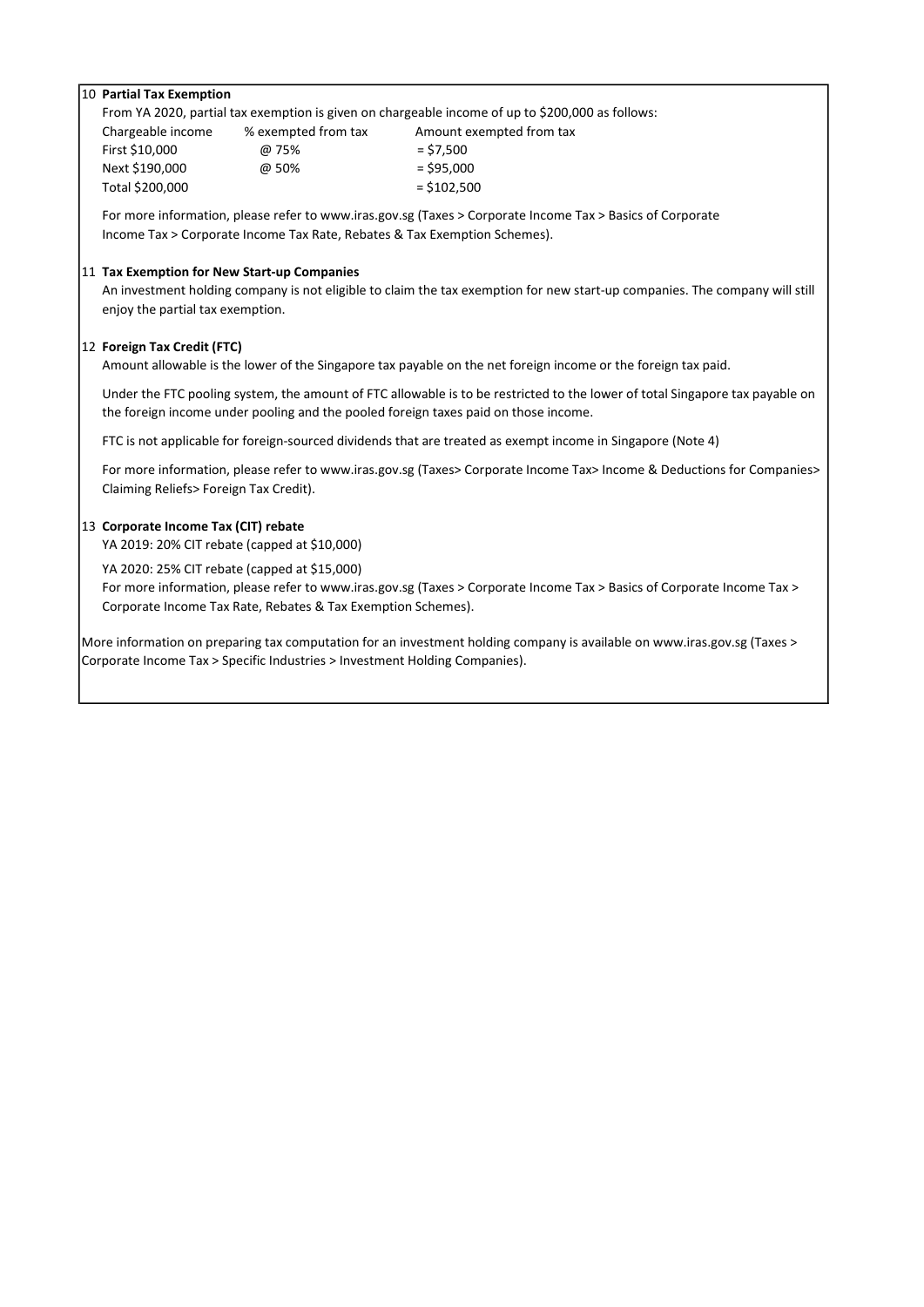10 **Partial Tax Exemption**

From YA 2020, partial tax exemption is given on chargeable income of up to $200,000 as follows:

| Chargeable income | % exempted from tax | Amount exempted from tax |
| --- | --- | --- |
| First $10,000 | @ 75% | = $7,500 |
| Next $190,000 | @ 50% | = $95,000 |
| Total $200,000 | | = $102,500 |

For more information, please refer to www.iras.gov.sg (Taxes > Corporate Income Tax > Basics of Corporate Income Tax > Corporate Income Tax Rate, Rebates & Tax Exemption Schemes).

11 **Tax Exemption for New Start-up Companies**

An investment holding company is not eligible to claim the tax exemption for new start-up companies. The company will still enjoy the partial tax exemption.

12 **Foreign Tax Credit (FTC)**

Amount allowable is the lower of the Singapore tax payable on the net foreign income or the foreign tax paid.

Under the FTC pooling system, the amount of FTC allowable is to be restricted to the lower of total Singapore tax payable on the foreign income under pooling and the pooled foreign taxes paid on those income.

FTC is not applicable for foreign-sourced dividends that are treated as exempt income in Singapore (Note 4)

For more information, please refer to www.iras.gov.sg (Taxes> Corporate Income Tax> Income & Deductions for Companies> Claiming Reliefs> Foreign Tax Credit).

13 **Corporate Income Tax (CIT) rebate**

YA 2019: 20% CIT rebate (capped at $10,000)

YA 2020: 25% CIT rebate (capped at $15,000)

For more information, please refer to www.iras.gov.sg (Taxes > Corporate Income Tax > Basics of Corporate Income Tax > Corporate Income Tax Rate, Rebates & Tax Exemption Schemes).

More information on preparing tax computation for an investment holding company is available on www.iras.gov.sg (Taxes > Corporate Income Tax > Specific Industries > Investment Holding Companies).